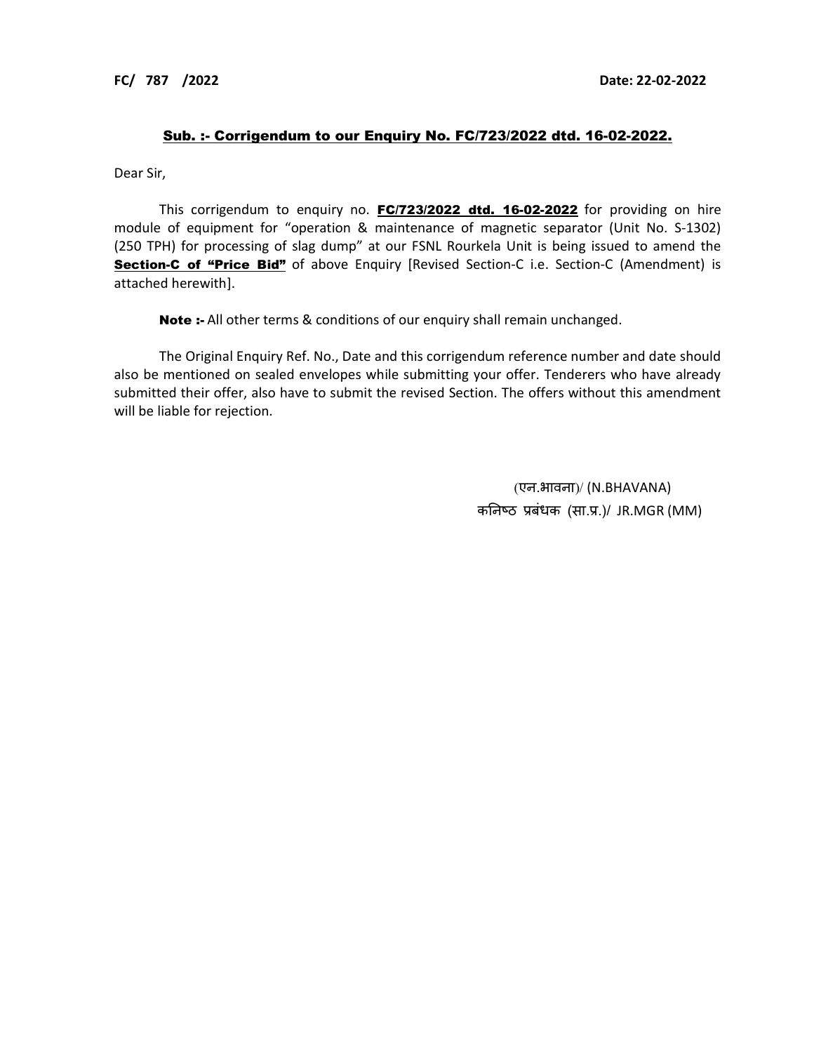**FC/ 787 /2022** **Date: 22-02-2022**

**<u>Sub. :- Corrigendum to our Enquiry No. FC/723/2022 dtd. 16-02-2022.</u>**

Dear Sir,

This corrigendum to enquiry no. **<u>FC/723/2022 dtd. 16-02-2022</u>** for providing on hire module of equipment for "operation & maintenance of magnetic separator (Unit No. S-1302) (250 TPH) for processing of slag dump" at our FSNL Rourkela Unit is being issued to amend the **<u>Section-C of "Price Bid"</u>** of above Enquiry [Revised Section-C i.e. Section-C (Amendment) is attached herewith].

**Note :-** All other terms & conditions of our enquiry shall remain unchanged.

The Original Enquiry Ref. No., Date and this corrigendum reference number and date should also be mentioned on sealed envelopes while submitting your offer. Tenderers who have already submitted their offer, also have to submit the revised Section. The offers without this amendment will be liable for rejection.

(एन.भावना)/ (N.BHAVANA)
कनिष्ठ प्रबंधक (सा.प्र.)/ JR.MGR (MM)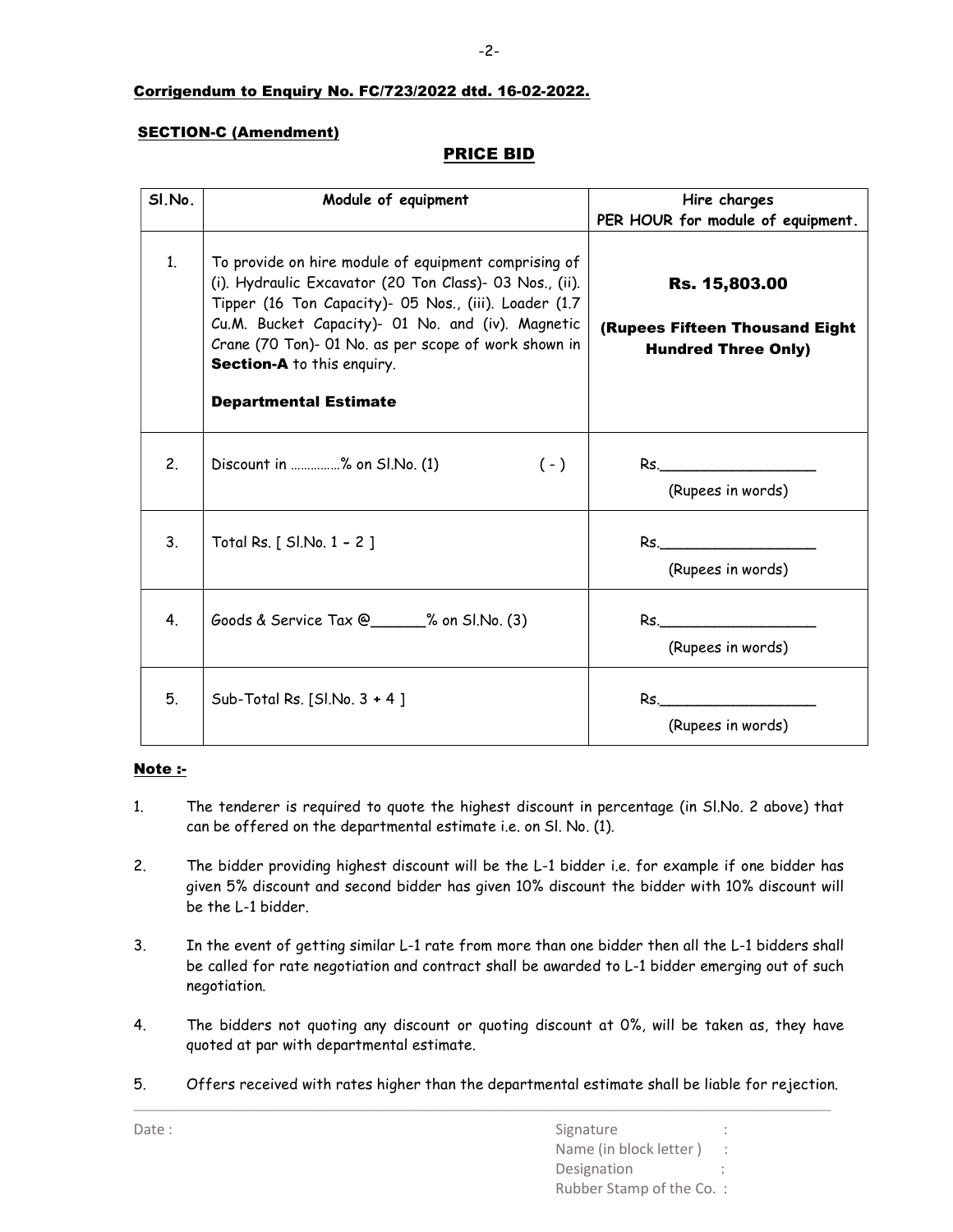**Corrigendum to Enquiry No. FC/723/2022 dtd. 16-02-2022.**

**SECTION-C (Amendment)**

## PRICE BID

| Sl.No. | Module of equipment | Hire charges PER HOUR for module of equipment. |
|---|---|---|
| 1. | To provide on hire module of equipment comprising of (i). Hydraulic Excavator (20 Ton Class)- 03 Nos., (ii). Tipper (16 Ton Capacity)- 05 Nos., (iii). Loader (1.7 Cu.M. Bucket Capacity)- 01 No. and (iv). Magnetic Crane (70 Ton)- 01 No. as per scope of work shown in **Section-A** to this enquiry.<br><br>**Departmental Estimate** | **Rs. 15,803.00**<br><br>**(Rupees Fifteen Thousand Eight Hundred Three Only)** |
| 2. | Discount in ……………% on Sl.No. (1) ( - ) | Rs.__________________<br>(Rupees in words) |
| 3. | Total Rs. [ Sl.No. 1 – 2 ] | Rs.__________________<br>(Rupees in words) |
| 4. | Goods & Service Tax @______% on Sl.No. (3) | Rs.__________________<br>(Rupees in words) |
| 5. | Sub-Total Rs. [Sl.No. 3 + 4 ] | Rs.__________________<br>(Rupees in words) |

**Note :-**

1. The tenderer is required to quote the highest discount in percentage (in Sl.No. 2 above) that can be offered on the departmental estimate i.e. on Sl. No. (1).
2. The bidder providing highest discount will be the L-1 bidder i.e. for example if one bidder has given 5% discount and second bidder has given 10% discount the bidder with 10% discount will be the L-1 bidder.
3. In the event of getting similar L-1 rate from more than one bidder then all the L-1 bidders shall be called for rate negotiation and contract shall be awarded to L-1 bidder emerging out of such negotiation.
4. The bidders not quoting any discount or quoting discount at 0%, will be taken as, they have quoted at par with departmental estimate.
5. Offers received with rates higher than the departmental estimate shall be liable for rejection.

Date :

Signature :
Name (in block letter ) :
Designation :
Rubber Stamp of the Co. :